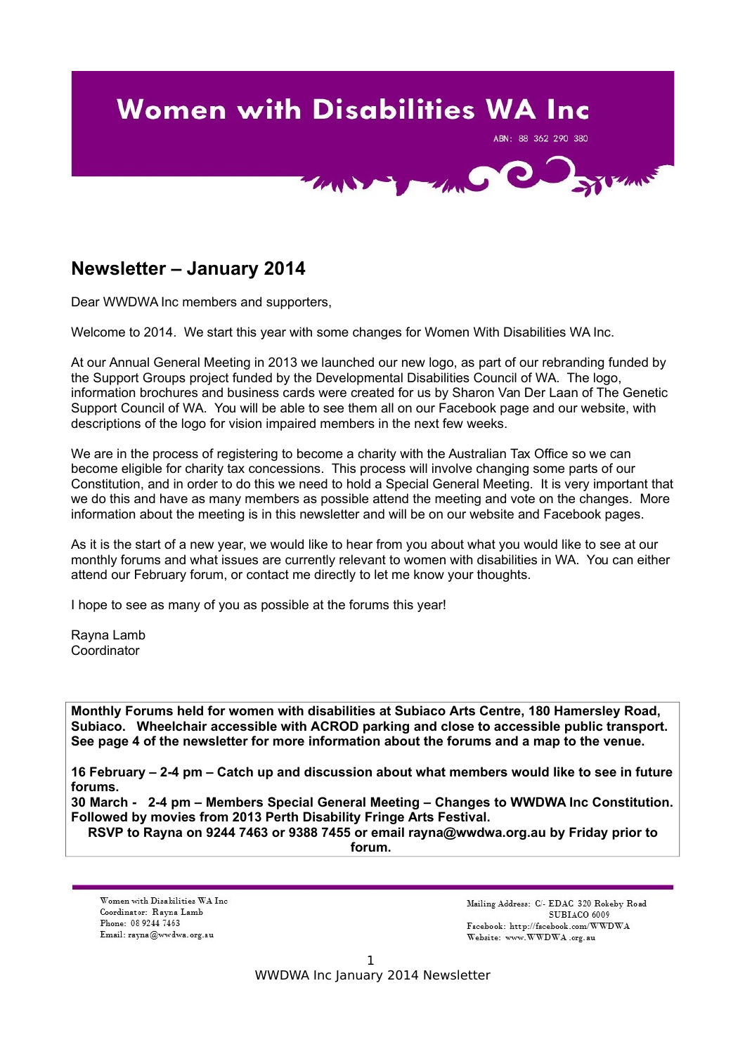# Women with Disabilities WA Inc

ABN: 88 362 290 380

## Newsletter – January 2014

Dear WWDWA Inc members and supporters,

Welcome to 2014. We start this year with some changes for Women With Disabilities WA Inc.

At our Annual General Meeting in 2013 we launched our new logo, as part of our rebranding funded by the Support Groups project funded by the Developmental Disabilities Council of WA. The logo, information brochures and business cards were created for us by Sharon Van Der Laan of The Genetic Support Council of WA. You will be able to see them all on our Facebook page and our website, with descriptions of the logo for vision impaired members in the next few weeks.

We are in the process of registering to become a charity with the Australian Tax Office so we can become eligible for charity tax concessions. This process will involve changing some parts of our Constitution, and in order to do this we need to hold a Special General Meeting. It is very important that we do this and have as many members as possible attend the meeting and vote on the changes. More information about the meeting is in this newsletter and will be on our website and Facebook pages.

As it is the start of a new year, we would like to hear from you about what you would like to see at our monthly forums and what issues are currently relevant to women with disabilities in WA. You can either attend our February forum, or contact me directly to let me know your thoughts.

I hope to see as many of you as possible at the forums this year!

Rayna Lamb
Coordinator

**Monthly Forums held for women with disabilities at Subiaco Arts Centre, 180 Hamersley Road, Subiaco. Wheelchair accessible with ACROD parking and close to accessible public transport. See page 4 of the newsletter for more information about the forums and a map to the venue.**

**16 February – 2-4 pm – Catch up and discussion about what members would like to see in future forums.**
**30 March - 2-4 pm – Members Special General Meeting – Changes to WWDWA Inc Constitution. Followed by movies from 2013 Perth Disability Fringe Arts Festival.**
**RSVP to Rayna on 9244 7463 or 9388 7455 or email rayna@wwdwa.org.au by Friday prior to forum.**

Women with Disabilities WA Inc
Coordinator: Rayna Lamb
Phone: 08 9244 7463
Email: rayna@wwdwa.org.au

Mailing Address: C/- EDAC 320 Rokeby Road SUBIACO 6009
Facebook: http://facebook.com/WWDWA
Website: www.WWDWA.org.au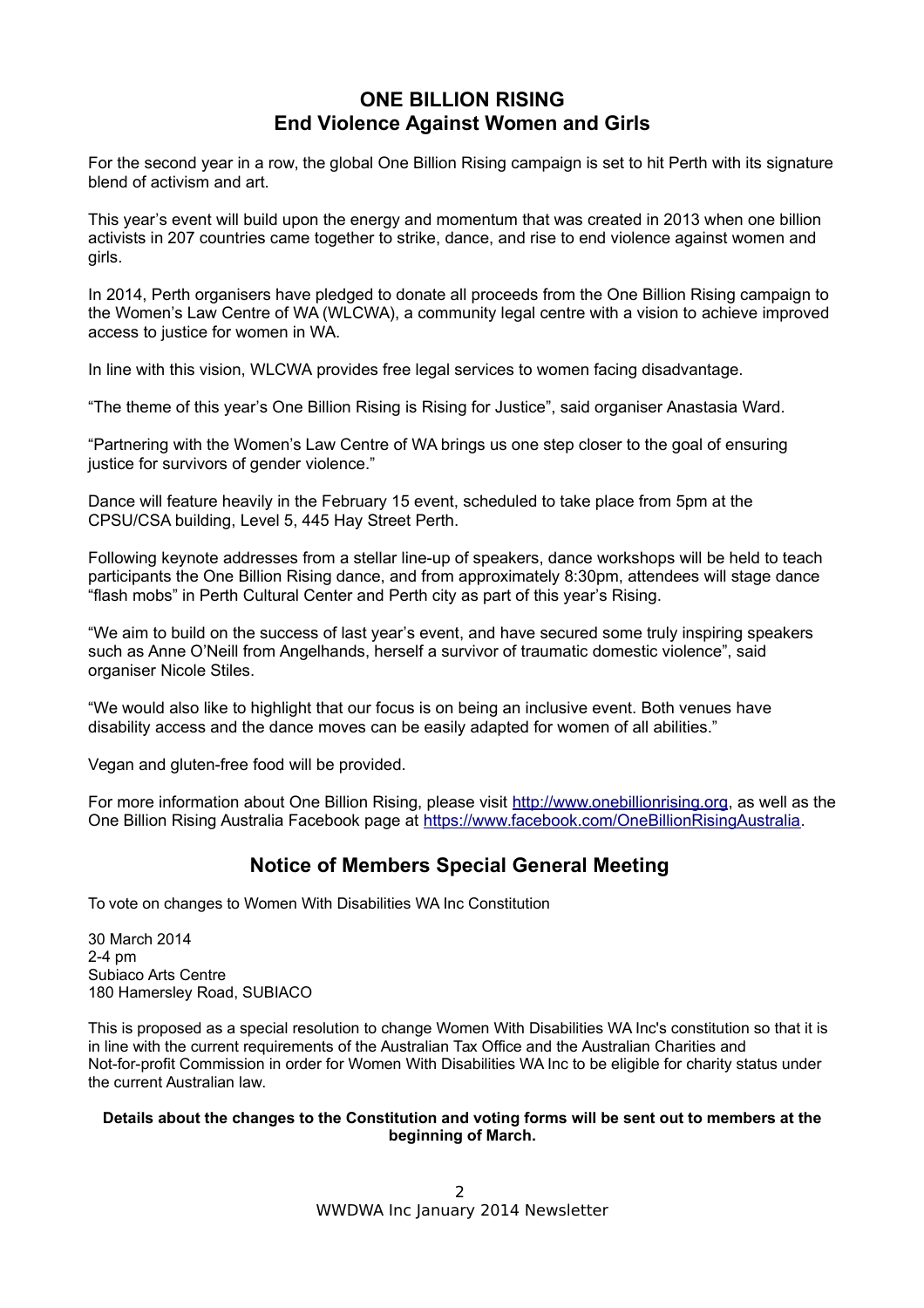## ONE BILLION RISING
## End Violence Against Women and Girls

For the second year in a row, the global One Billion Rising campaign is set to hit Perth with its signature blend of activism and art.

This year's event will build upon the energy and momentum that was created in 2013 when one billion activists in 207 countries came together to strike, dance, and rise to end violence against women and girls.

In 2014, Perth organisers have pledged to donate all proceeds from the One Billion Rising campaign to the Women's Law Centre of WA (WLCWA), a community legal centre with a vision to achieve improved access to justice for women in WA.

In line with this vision, WLCWA provides free legal services to women facing disadvantage.

"The theme of this year's One Billion Rising is Rising for Justice", said organiser Anastasia Ward.

"Partnering with the Women's Law Centre of WA brings us one step closer to the goal of ensuring justice for survivors of gender violence."

Dance will feature heavily in the February 15 event, scheduled to take place from 5pm at the CPSU/CSA building, Level 5, 445 Hay Street Perth.

Following keynote addresses from a stellar line-up of speakers, dance workshops will be held to teach participants the One Billion Rising dance, and from approximately 8:30pm, attendees will stage dance "flash mobs" in Perth Cultural Center and Perth city as part of this year's Rising.

"We aim to build on the success of last year's event, and have secured some truly inspiring speakers such as Anne O'Neill from Angelhands, herself a survivor of traumatic domestic violence", said organiser Nicole Stiles.

"We would also like to highlight that our focus is on being an inclusive event. Both venues have disability access and the dance moves can be easily adapted for women of all abilities."

Vegan and gluten-free food will be provided.

For more information about One Billion Rising, please visit http://www.onebillionrising.org, as well as the One Billion Rising Australia Facebook page at https://www.facebook.com/OneBillionRisingAustralia.

## Notice of Members Special General Meeting

To vote on changes to Women With Disabilities WA Inc Constitution

30 March 2014
2-4 pm
Subiaco Arts Centre
180 Hamersley Road, SUBIACO

This is proposed as a special resolution to change Women With Disabilities WA Inc's constitution so that it is in line with the current requirements of the Australian Tax Office and the Australian Charities and Not-for-profit Commission in order for Women With Disabilities WA Inc to be eligible for charity status under the current Australian law.

**Details about the changes to the Constitution and voting forms will be sent out to members at the beginning of March.**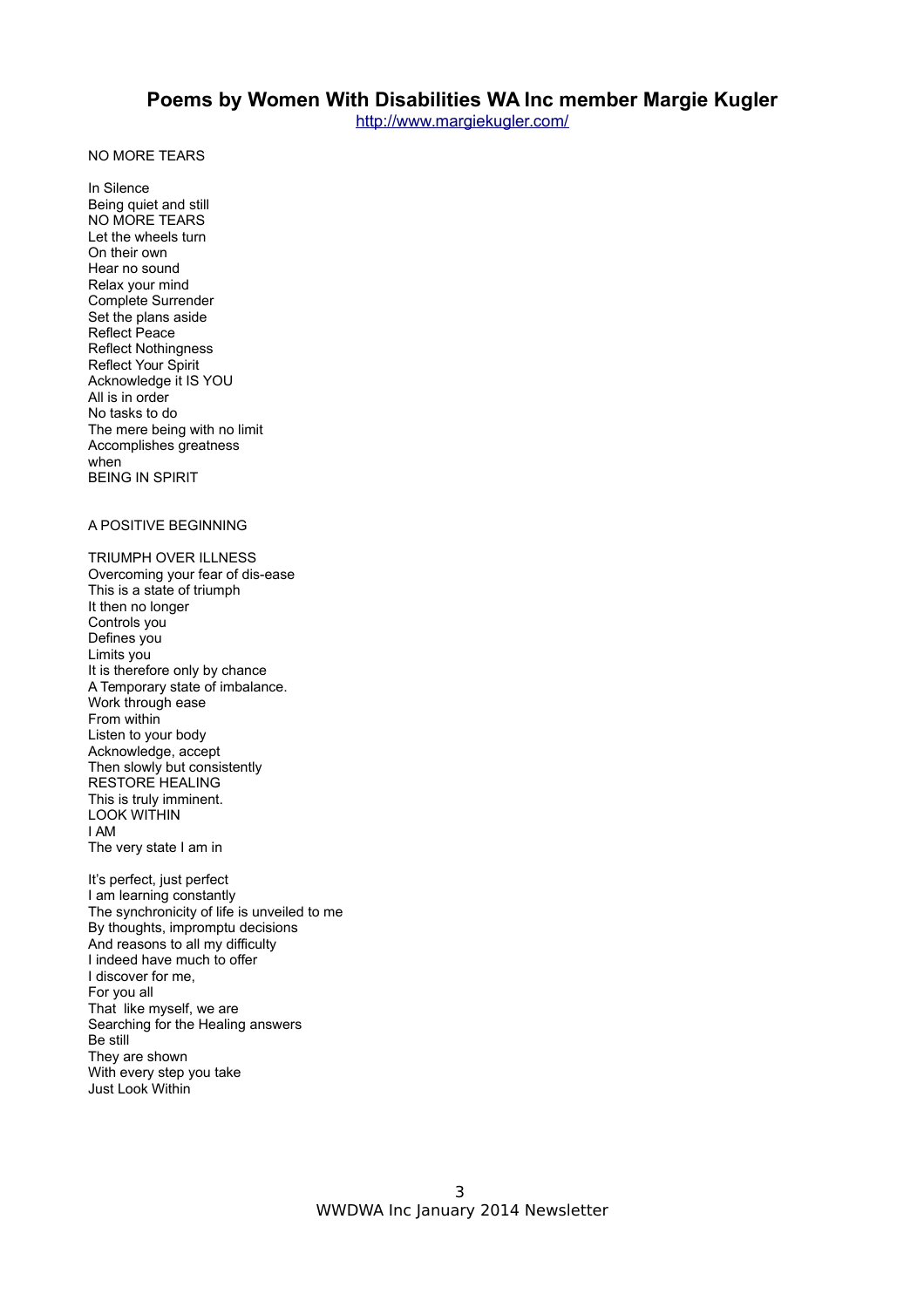# Poems by Women With Disabilities WA Inc member Margie Kugler

http://www.margiekugler.com/

NO MORE TEARS

In Silence  
Being quiet and still  
NO MORE TEARS  
Let the wheels turn  
On their own  
Hear no sound  
Relax your mind  
Complete Surrender  
Set the plans aside  
Reflect Peace  
Reflect Nothingness  
Reflect Your Spirit  
Acknowledge it IS YOU  
All is in order  
No tasks to do  
The mere being with no limit  
Accomplishes greatness  
when  
BEING IN SPIRIT

A POSITIVE BEGINNING

TRIUMPH OVER ILLNESS  
Overcoming your fear of dis-ease  
This is a state of triumph  
It then no longer  
Controls you  
Defines you  
Limits you  
It is therefore only by chance  
A Temporary state of imbalance.  
Work through ease  
From within  
Listen to your body  
Acknowledge, accept  
Then slowly but consistently  
RESTORE HEALING  
This is truly imminent.  
LOOK WITHIN  
I AM  
The very state I am in

It's perfect, just perfect  
I am learning constantly  
The synchronicity of life is unveiled to me  
By thoughts, impromptu decisions  
And reasons to all my difficulty  
I indeed have much to offer  
I discover for me,  
For you all  
That like myself, we are  
Searching for the Healing answers  
Be still  
They are shown  
With every step you take  
Just Look Within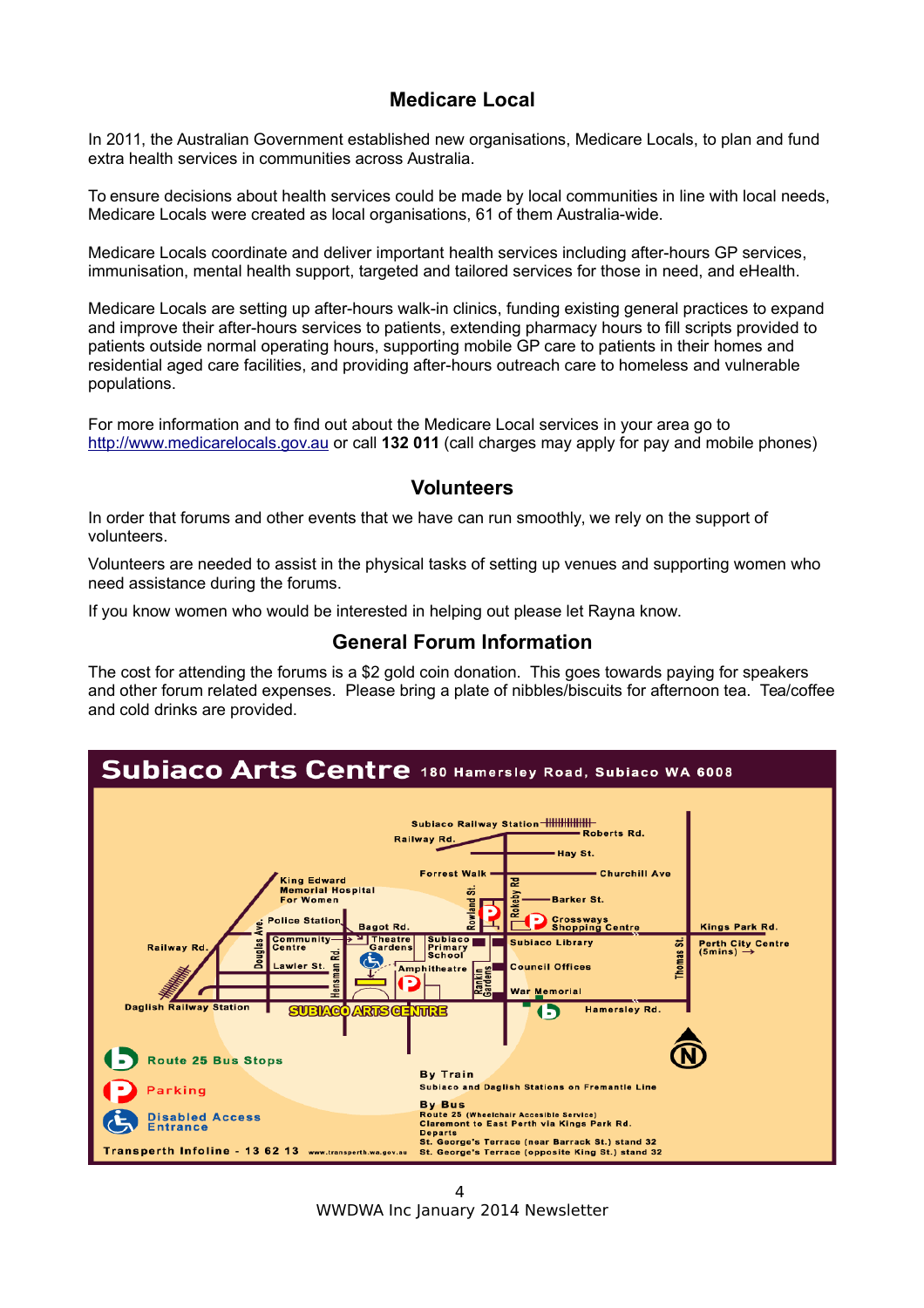## Medicare Local

In 2011, the Australian Government established new organisations, Medicare Locals, to plan and fund extra health services in communities across Australia.

To ensure decisions about health services could be made by local communities in line with local needs, Medicare Locals were created as local organisations, 61 of them Australia-wide.

Medicare Locals coordinate and deliver important health services including after-hours GP services, immunisation, mental health support, targeted and tailored services for those in need, and eHealth.

Medicare Locals are setting up after-hours walk-in clinics, funding existing general practices to expand and improve their after-hours services to patients, extending pharmacy hours to fill scripts provided to patients outside normal operating hours, supporting mobile GP care to patients in their homes and residential aged care facilities, and providing after-hours outreach care to homeless and vulnerable populations.

For more information and to find out about the Medicare Local services in your area go to http://www.medicarelocals.gov.au or call **132 011** (call charges may apply for pay and mobile phones)

## Volunteers

In order that forums and other events that we have can run smoothly, we rely on the support of volunteers.

Volunteers are needed to assist in the physical tasks of setting up venues and supporting women who need assistance during the forums.

If you know women who would be interested in helping out please let Rayna know.

## General Forum Information

The cost for attending the forums is a $2 gold coin donation. This goes towards paying for speakers and other forum related expenses. Please bring a plate of nibbles/biscuits for afternoon tea. Tea/coffee and cold drinks are provided.

**Subiaco Arts Centre** 180 Hamersley Road, Subiaco WA 6008

Subiaco Railway Station
Railway Rd.
Roberts Rd.
Hay St.
Forrest Walk
Churchill Ave
King Edward Memorial Hospital For Women
Rowland St.
Rokeby Rd
Barker St.
Police Station
Bagot Rd.
Crossways Shopping Centre
Kings Park Rd.
Railway Rd.
Douglas Ave.
Community Centre
Theatre Gardens
Subiaco Primary School
Subiaco Library
Perth City Centre (5mins) →
Lawler St.
Hensman Rd.
Amphitheatre
Rankin Gardens
Council Offices
Thomas St.
War Memorial
Daglish Railway Station
SUBIACO ARTS CENTRE
Hamersley Rd.
N

Route 25 Bus Stops
Parking
Disabled Access Entrance
Transperth Infoline - 13 62 13 www.transperth.wa.gov.au

By Train
Subiaco and Daglish Stations on Fremantle Line

By Bus
Route 25 (Wheelchair Accessible Service)
Claremont to East Perth via Kings Park Rd.
Departs
St. George's Terrace (near Barrack St.) stand 32
St. George's Terrace (opposite King St.) stand 32